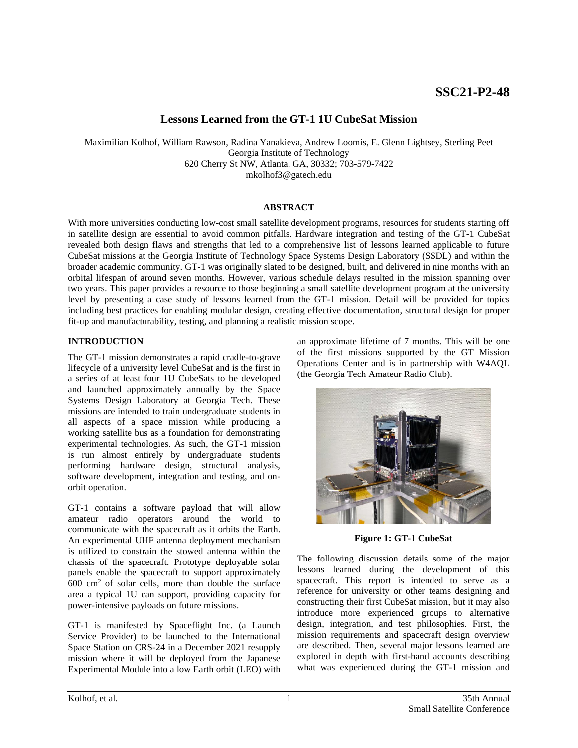SSC21-P2-48

# Lessons Learned from the GT-1 1U CubeSat Mission

Maximilian Kolhof, William Rawson, Radina Yanakieva, Andrew Loomis, E. Glenn Lightsey, Sterling Peet
Georgia Institute of Technology
620 Cherry St NW, Atlanta, GA, 30332; 703-579-7422
mkolhof3@gatech.edu

## ABSTRACT

With more universities conducting low-cost small satellite development programs, resources for students starting off in satellite design are essential to avoid common pitfalls. Hardware integration and testing of the GT-1 CubeSat revealed both design flaws and strengths that led to a comprehensive list of lessons learned applicable to future CubeSat missions at the Georgia Institute of Technology Space Systems Design Laboratory (SSDL) and within the broader academic community. GT-1 was originally slated to be designed, built, and delivered in nine months with an orbital lifespan of around seven months. However, various schedule delays resulted in the mission spanning over two years. This paper provides a resource to those beginning a small satellite development program at the university level by presenting a case study of lessons learned from the GT-1 mission. Detail will be provided for topics including best practices for enabling modular design, creating effective documentation, structural design for proper fit-up and manufacturability, testing, and planning a realistic mission scope.

## INTRODUCTION

The GT-1 mission demonstrates a rapid cradle-to-grave lifecycle of a university level CubeSat and is the first in a series of at least four 1U CubeSats to be developed and launched approximately annually by the Space Systems Design Laboratory at Georgia Tech. These missions are intended to train undergraduate students in all aspects of a space mission while producing a working satellite bus as a foundation for demonstrating experimental technologies. As such, the GT-1 mission is run almost entirely by undergraduate students performing hardware design, structural analysis, software development, integration and testing, and on-orbit operation.

GT-1 contains a software payload that will allow amateur radio operators around the world to communicate with the spacecraft as it orbits the Earth. An experimental UHF antenna deployment mechanism is utilized to constrain the stowed antenna within the chassis of the spacecraft. Prototype deployable solar panels enable the spacecraft to support approximately 600 cm$^2$ of solar cells, more than double the surface area a typical 1U can support, providing capacity for power-intensive payloads on future missions.

GT-1 is manifested by Spaceflight Inc. (a Launch Service Provider) to be launched to the International Space Station on CRS-24 in a December 2021 resupply mission where it will be deployed from the Japanese Experimental Module into a low Earth orbit (LEO) with an approximate lifetime of 7 months. This will be one of the first missions supported by the GT Mission Operations Center and is in partnership with W4AQL (the Georgia Tech Amateur Radio Club).

**Figure 1: GT-1 CubeSat**

The following discussion details some of the major lessons learned during the development of this spacecraft. This report is intended to serve as a reference for university or other teams designing and constructing their first CubeSat mission, but it may also introduce more experienced groups to alternative design, integration, and test philosophies. First, the mission requirements and spacecraft design overview are described. Then, several major lessons learned are explored in depth with first-hand accounts describing what was experienced during the GT-1 mission and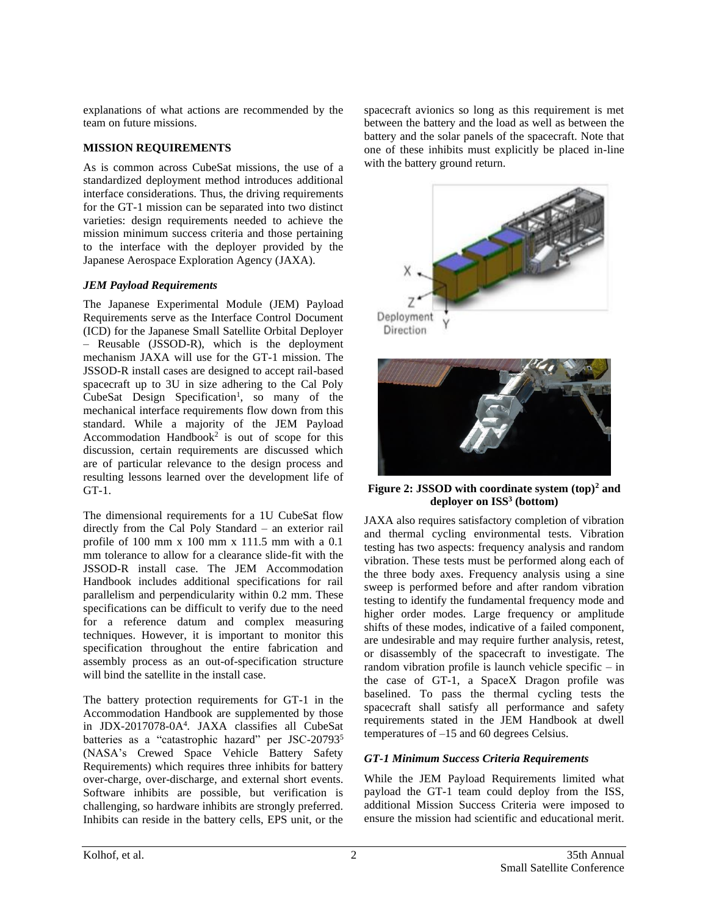explanations of what actions are recommended by the team on future missions.

## MISSION REQUIREMENTS

As is common across CubeSat missions, the use of a standardized deployment method introduces additional interface considerations. Thus, the driving requirements for the GT-1 mission can be separated into two distinct varieties: design requirements needed to achieve the mission minimum success criteria and those pertaining to the interface with the deployer provided by the Japanese Aerospace Exploration Agency (JAXA).

### *JEM Payload Requirements*

The Japanese Experimental Module (JEM) Payload Requirements serve as the Interface Control Document (ICD) for the Japanese Small Satellite Orbital Deployer – Reusable (JSSOD-R), which is the deployment mechanism JAXA will use for the GT-1 mission. The JSSOD-R install cases are designed to accept rail-based spacecraft up to 3U in size adhering to the Cal Poly CubeSat Design Specification[1], so many of the mechanical interface requirements flow down from this standard. While a majority of the JEM Payload Accommodation Handbook[2] is out of scope for this discussion, certain requirements are discussed which are of particular relevance to the design process and resulting lessons learned over the development life of GT-1.

The dimensional requirements for a 1U CubeSat flow directly from the Cal Poly Standard – an exterior rail profile of 100 mm x 100 mm x 111.5 mm with a 0.1 mm tolerance to allow for a clearance slide-fit with the JSSOD-R install case. The JEM Accommodation Handbook includes additional specifications for rail parallelism and perpendicularity within 0.2 mm. These specifications can be difficult to verify due to the need for a reference datum and complex measuring techniques. However, it is important to monitor this specification throughout the entire fabrication and assembly process as an out-of-specification structure will bind the satellite in the install case.

The battery protection requirements for GT-1 in the Accommodation Handbook are supplemented by those in JDX-2017078-0A[4]. JAXA classifies all CubeSat batteries as a "catastrophic hazard" per JSC-20793[5] (NASA's Crewed Space Vehicle Battery Safety Requirements) which requires three inhibits for battery over-charge, over-discharge, and external short events. Software inhibits are possible, but verification is challenging, so hardware inhibits are strongly preferred. Inhibits can reside in the battery cells, EPS unit, or the spacecraft avionics so long as this requirement is met between the battery and the load as well as between the battery and the solar panels of the spacecraft. Note that one of these inhibits must explicitly be placed in-line with the battery ground return.

**Figure 2: JSSOD with coordinate system (top)[2] and deployer on ISS[3] (bottom)**

JAXA also requires satisfactory completion of vibration and thermal cycling environmental tests. Vibration testing has two aspects: frequency analysis and random vibration. These tests must be performed along each of the three body axes. Frequency analysis using a sine sweep is performed before and after random vibration testing to identify the fundamental frequency mode and higher order modes. Large frequency or amplitude shifts of these modes, indicative of a failed component, are undesirable and may require further analysis, retest, or disassembly of the spacecraft to investigate. The random vibration profile is launch vehicle specific – in the case of GT-1, a SpaceX Dragon profile was baselined. To pass the thermal cycling tests the spacecraft shall satisfy all performance and safety requirements stated in the JEM Handbook at dwell temperatures of –15 and 60 degrees Celsius.

### *GT-1 Minimum Success Criteria Requirements*

While the JEM Payload Requirements limited what payload the GT-1 team could deploy from the ISS, additional Mission Success Criteria were imposed to ensure the mission had scientific and educational merit.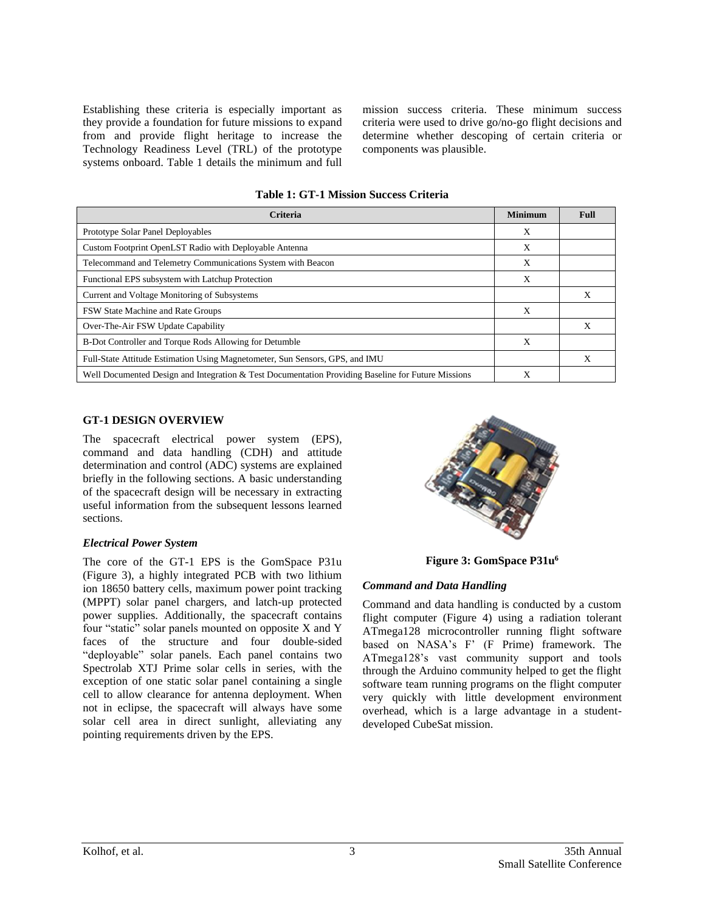Establishing these criteria is especially important as they provide a foundation for future missions to expand from and provide flight heritage to increase the Technology Readiness Level (TRL) of the prototype systems onboard. Table 1 details the minimum and full mission success criteria. These minimum success criteria were used to drive go/no-go flight decisions and determine whether descoping of certain criteria or components was plausible.

**Table 1: GT-1 Mission Success Criteria**

| Criteria | Minimum | Full |
|---|---|---|
| Prototype Solar Panel Deployables | X | |
| Custom Footprint OpenLST Radio with Deployable Antenna | X | |
| Telecommand and Telemetry Communications System with Beacon | X | |
| Functional EPS subsystem with Latchup Protection | X | |
| Current and Voltage Monitoring of Subsystems | | X |
| FSW State Machine and Rate Groups | X | |
| Over-The-Air FSW Update Capability | | X |
| B-Dot Controller and Torque Rods Allowing for Detumble | X | |
| Full-State Attitude Estimation Using Magnetometer, Sun Sensors, GPS, and IMU | | X |
| Well Documented Design and Integration & Test Documentation Providing Baseline for Future Missions | X | |

## GT-1 DESIGN OVERVIEW

The spacecraft electrical power system (EPS), command and data handling (CDH) and attitude determination and control (ADC) systems are explained briefly in the following sections. A basic understanding of the spacecraft design will be necessary in extracting useful information from the subsequent lessons learned sections.

### *Electrical Power System*

The core of the GT-1 EPS is the GomSpace P31u (Figure 3), a highly integrated PCB with two lithium ion 18650 battery cells, maximum power point tracking (MPPT) solar panel chargers, and latch-up protected power supplies. Additionally, the spacecraft contains four "static" solar panels mounted on opposite X and Y faces of the structure and four double-sided "deployable" solar panels. Each panel contains two Spectrolab XTJ Prime solar cells in series, with the exception of one static solar panel containing a single cell to allow clearance for antenna deployment. When not in eclipse, the spacecraft will always have some solar cell area in direct sunlight, alleviating any pointing requirements driven by the EPS.

**Figure 3: GomSpace P31u[6]**

### *Command and Data Handling*

Command and data handling is conducted by a custom flight computer (Figure 4) using a radiation tolerant ATmega128 microcontroller running flight software based on NASA's F' (F Prime) framework. The ATmega128's vast community support and tools through the Arduino community helped to get the flight software team running programs on the flight computer very quickly with little development environment overhead, which is a large advantage in a student-developed CubeSat mission.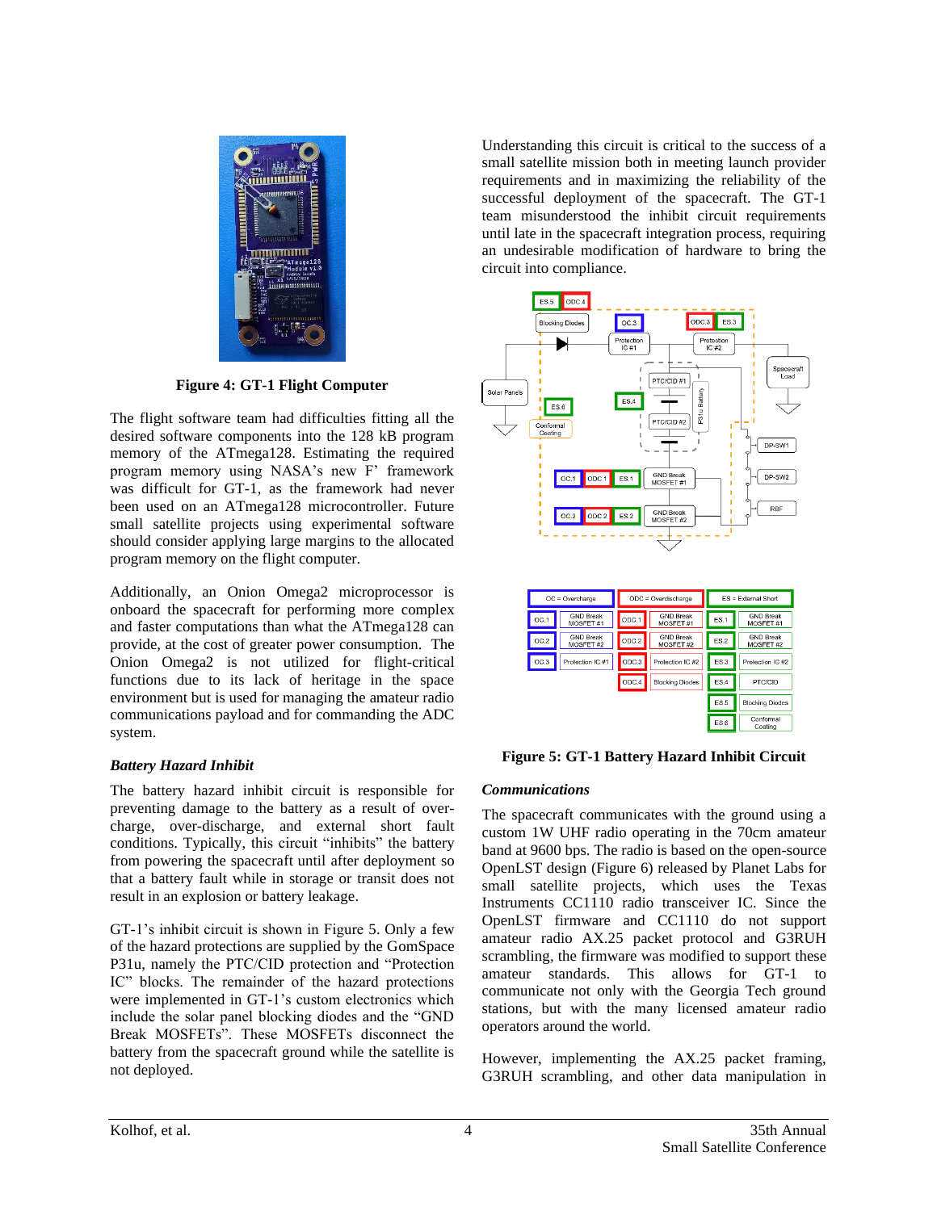**Figure 4: GT-1 Flight Computer**

The flight software team had difficulties fitting all the desired software components into the 128 kB program memory of the ATmega128. Estimating the required program memory using NASA's new F' framework was difficult for GT-1, as the framework had never been used on an ATmega128 microcontroller. Future small satellite projects using experimental software should consider applying large margins to the allocated program memory on the flight computer.

Additionally, an Onion Omega2 microprocessor is onboard the spacecraft for performing more complex and faster computations than what the ATmega128 can provide, at the cost of greater power consumption. The Onion Omega2 is not utilized for flight-critical functions due to its lack of heritage in the space environment but is used for managing the amateur radio communications payload and for commanding the ADC system.

### *Battery Hazard Inhibit*

The battery hazard inhibit circuit is responsible for preventing damage to the battery as a result of over-charge, over-discharge, and external short fault conditions. Typically, this circuit "inhibits" the battery from powering the spacecraft until after deployment so that a battery fault while in storage or transit does not result in an explosion or battery leakage.

GT-1's inhibit circuit is shown in Figure 5. Only a few of the hazard protections are supplied by the GomSpace P31u, namely the PTC/CID protection and "Protection IC" blocks. The remainder of the hazard protections were implemented in GT-1's custom electronics which include the solar panel blocking diodes and the "GND Break MOSFETs". These MOSFETs disconnect the battery from the spacecraft ground while the satellite is not deployed.

Understanding this circuit is critical to the success of a small satellite mission both in meeting launch provider requirements and in maximizing the reliability of the successful deployment of the spacecraft. The GT-1 team misunderstood the inhibit circuit requirements until late in the spacecraft integration process, requiring an undesirable modification of hardware to bring the circuit into compliance.

| OC = Overcharge | | ODC = Overdischarge | | ES = External Short | |
|---|---|---|---|---|---|
| OC.1 | GND Break MOSFET #1 | ODC.1 | GND Break MOSFET #1 | ES.1 | GND Break MOSFET #1 |
| OC.2 | GND Break MOSFET #2 | ODC.2 | GND Break MOSFET #2 | ES.2 | GND Break MOSFET #2 |
| OC.3 | Protection IC #1 | ODC.3 | Protection IC #2 | ES.3 | Protection IC #2 |
| | | ODC.4 | Blocking Diodes | ES.4 | PTC/CID |
| | | | | ES.5 | Blocking Diodes |
| | | | | ES.6 | Conformal Coating |

**Figure 5: GT-1 Battery Hazard Inhibit Circuit**

### *Communications*

The spacecraft communicates with the ground using a custom 1W UHF radio operating in the 70cm amateur band at 9600 bps. The radio is based on the open-source OpenLST design (Figure 6) released by Planet Labs for small satellite projects, which uses the Texas Instruments CC1110 radio transceiver IC. Since the OpenLST firmware and CC1110 do not support amateur radio AX.25 packet protocol and G3RUH scrambling, the firmware was modified to support these amateur standards. This allows for GT-1 to communicate not only with the Georgia Tech ground stations, but with the many licensed amateur radio operators around the world.

However, implementing the AX.25 packet framing, G3RUH scrambling, and other data manipulation in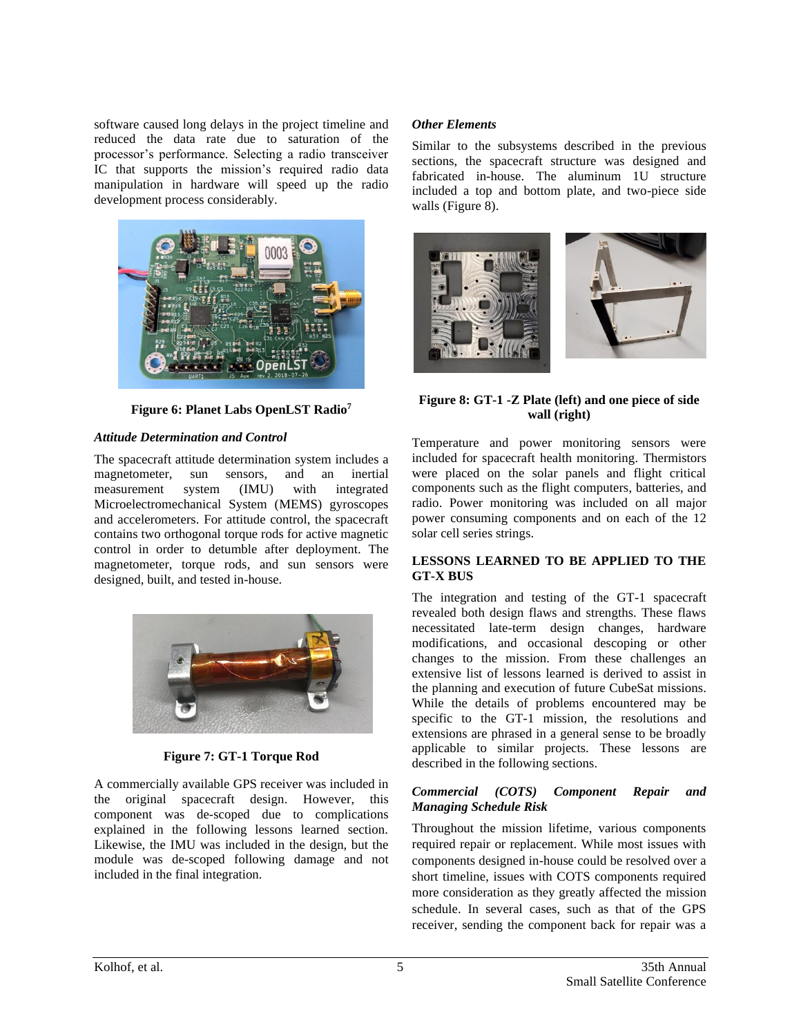software caused long delays in the project timeline and reduced the data rate due to saturation of the processor's performance. Selecting a radio transceiver IC that supports the mission's required radio data manipulation in hardware will speed up the radio development process considerably.

**Figure 6: Planet Labs OpenLST Radio[7]**

### *Attitude Determination and Control*

The spacecraft attitude determination system includes a magnetometer, sun sensors, and an inertial measurement system (IMU) with integrated Microelectromechanical System (MEMS) gyroscopes and accelerometers. For attitude control, the spacecraft contains two orthogonal torque rods for active magnetic control in order to detumble after deployment. The magnetometer, torque rods, and sun sensors were designed, built, and tested in-house.

**Figure 7: GT-1 Torque Rod**

A commercially available GPS receiver was included in the original spacecraft design. However, this component was de-scoped due to complications explained in the following lessons learned section. Likewise, the IMU was included in the design, but the module was de-scoped following damage and not included in the final integration.

### *Other Elements*

Similar to the subsystems described in the previous sections, the spacecraft structure was designed and fabricated in-house. The aluminum 1U structure included a top and bottom plate, and two-piece side walls (Figure 8).

**Figure 8: GT-1 -Z Plate (left) and one piece of side wall (right)**

Temperature and power monitoring sensors were included for spacecraft health monitoring. Thermistors were placed on the solar panels and flight critical components such as the flight computers, batteries, and radio. Power monitoring was included on all major power consuming components and on each of the 12 solar cell series strings.

## LESSONS LEARNED TO BE APPLIED TO THE GT-X BUS

The integration and testing of the GT-1 spacecraft revealed both design flaws and strengths. These flaws necessitated late-term design changes, hardware modifications, and occasional descoping or other changes to the mission. From these challenges an extensive list of lessons learned is derived to assist in the planning and execution of future CubeSat missions. While the details of problems encountered may be specific to the GT-1 mission, the resolutions and extensions are phrased in a general sense to be broadly applicable to similar projects. These lessons are described in the following sections.

### *Commercial (COTS) Component Repair and Managing Schedule Risk*

Throughout the mission lifetime, various components required repair or replacement. While most issues with components designed in-house could be resolved over a short timeline, issues with COTS components required more consideration as they greatly affected the mission schedule. In several cases, such as that of the GPS receiver, sending the component back for repair was a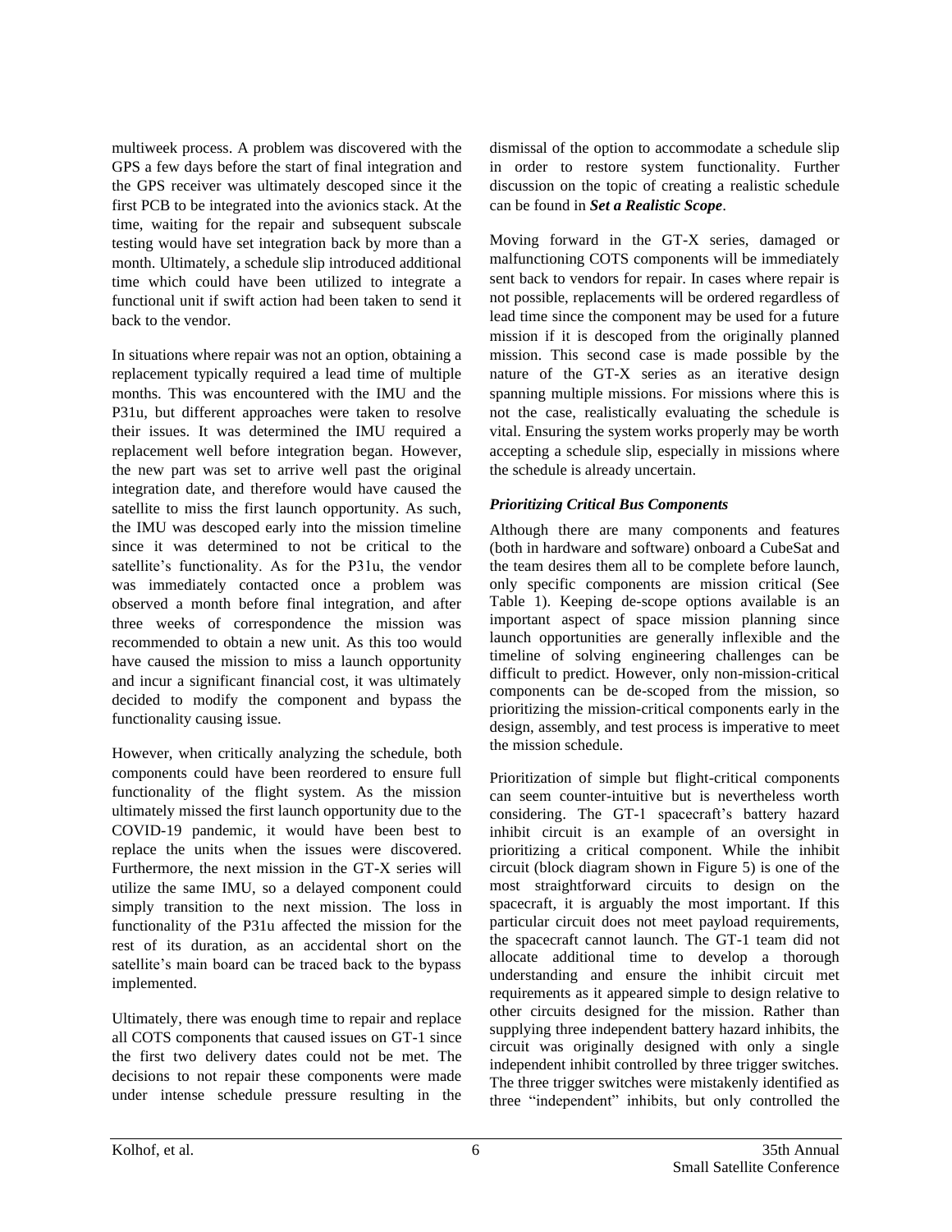multiweek process. A problem was discovered with the GPS a few days before the start of final integration and the GPS receiver was ultimately descoped since it the first PCB to be integrated into the avionics stack. At the time, waiting for the repair and subsequent subscale testing would have set integration back by more than a month. Ultimately, a schedule slip introduced additional time which could have been utilized to integrate a functional unit if swift action had been taken to send it back to the vendor.

In situations where repair was not an option, obtaining a replacement typically required a lead time of multiple months. This was encountered with the IMU and the P31u, but different approaches were taken to resolve their issues. It was determined the IMU required a replacement well before integration began. However, the new part was set to arrive well past the original integration date, and therefore would have caused the satellite to miss the first launch opportunity. As such, the IMU was descoped early into the mission timeline since it was determined to not be critical to the satellite's functionality. As for the P31u, the vendor was immediately contacted once a problem was observed a month before final integration, and after three weeks of correspondence the mission was recommended to obtain a new unit. As this too would have caused the mission to miss a launch opportunity and incur a significant financial cost, it was ultimately decided to modify the component and bypass the functionality causing issue.

However, when critically analyzing the schedule, both components could have been reordered to ensure full functionality of the flight system. As the mission ultimately missed the first launch opportunity due to the COVID-19 pandemic, it would have been best to replace the units when the issues were discovered. Furthermore, the next mission in the GT-X series will utilize the same IMU, so a delayed component could simply transition to the next mission. The loss in functionality of the P31u affected the mission for the rest of its duration, as an accidental short on the satellite's main board can be traced back to the bypass implemented.

Ultimately, there was enough time to repair and replace all COTS components that caused issues on GT-1 since the first two delivery dates could not be met. The decisions to not repair these components were made under intense schedule pressure resulting in the dismissal of the option to accommodate a schedule slip in order to restore system functionality. Further discussion on the topic of creating a realistic schedule can be found in ***Set a Realistic Scope***.

Moving forward in the GT-X series, damaged or malfunctioning COTS components will be immediately sent back to vendors for repair. In cases where repair is not possible, replacements will be ordered regardless of lead time since the component may be used for a future mission if it is descoped from the originally planned mission. This second case is made possible by the nature of the GT-X series as an iterative design spanning multiple missions. For missions where this is not the case, realistically evaluating the schedule is vital. Ensuring the system works properly may be worth accepting a schedule slip, especially in missions where the schedule is already uncertain.

### *Prioritizing Critical Bus Components*

Although there are many components and features (both in hardware and software) onboard a CubeSat and the team desires them all to be complete before launch, only specific components are mission critical (See Table 1). Keeping de-scope options available is an important aspect of space mission planning since launch opportunities are generally inflexible and the timeline of solving engineering challenges can be difficult to predict. However, only non-mission-critical components can be de-scoped from the mission, so prioritizing the mission-critical components early in the design, assembly, and test process is imperative to meet the mission schedule.

Prioritization of simple but flight-critical components can seem counter-intuitive but is nevertheless worth considering. The GT-1 spacecraft's battery hazard inhibit circuit is an example of an oversight in prioritizing a critical component. While the inhibit circuit (block diagram shown in Figure 5) is one of the most straightforward circuits to design on the spacecraft, it is arguably the most important. If this particular circuit does not meet payload requirements, the spacecraft cannot launch. The GT-1 team did not allocate additional time to develop a thorough understanding and ensure the inhibit circuit met requirements as it appeared simple to design relative to other circuits designed for the mission. Rather than supplying three independent battery hazard inhibits, the circuit was originally designed with only a single independent inhibit controlled by three trigger switches. The three trigger switches were mistakenly identified as three "independent" inhibits, but only controlled the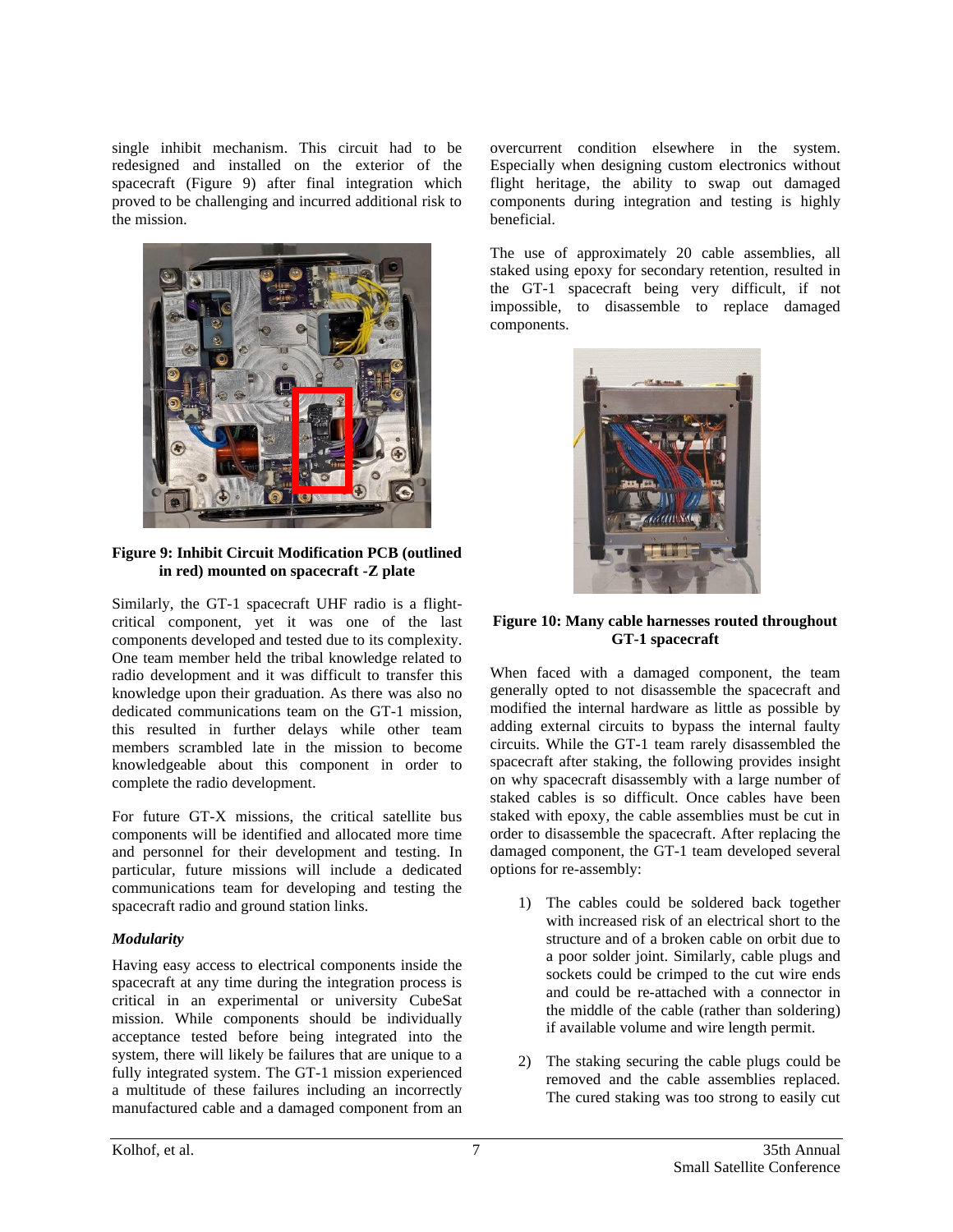single inhibit mechanism. This circuit had to be redesigned and installed on the exterior of the spacecraft (Figure 9) after final integration which proved to be challenging and incurred additional risk to the mission.

**Figure 9: Inhibit Circuit Modification PCB (outlined in red) mounted on spacecraft -Z plate**

Similarly, the GT-1 spacecraft UHF radio is a flight-critical component, yet it was one of the last components developed and tested due to its complexity. One team member held the tribal knowledge related to radio development and it was difficult to transfer this knowledge upon their graduation. As there was also no dedicated communications team on the GT-1 mission, this resulted in further delays while other team members scrambled late in the mission to become knowledgeable about this component in order to complete the radio development.

For future GT-X missions, the critical satellite bus components will be identified and allocated more time and personnel for their development and testing. In particular, future missions will include a dedicated communications team for developing and testing the spacecraft radio and ground station links.

***Modularity***

Having easy access to electrical components inside the spacecraft at any time during the integration process is critical in an experimental or university CubeSat mission. While components should be individually acceptance tested before being integrated into the system, there will likely be failures that are unique to a fully integrated system. The GT-1 mission experienced a multitude of these failures including an incorrectly manufactured cable and a damaged component from an overcurrent condition elsewhere in the system. Especially when designing custom electronics without flight heritage, the ability to swap out damaged components during integration and testing is highly beneficial.

The use of approximately 20 cable assemblies, all staked using epoxy for secondary retention, resulted in the GT-1 spacecraft being very difficult, if not impossible, to disassemble to replace damaged components.

**Figure 10: Many cable harnesses routed throughout GT-1 spacecraft**

When faced with a damaged component, the team generally opted to not disassemble the spacecraft and modified the internal hardware as little as possible by adding external circuits to bypass the internal faulty circuits. While the GT-1 team rarely disassembled the spacecraft after staking, the following provides insight on why spacecraft disassembly with a large number of staked cables is so difficult. Once cables have been staked with epoxy, the cable assemblies must be cut in order to disassemble the spacecraft. After replacing the damaged component, the GT-1 team developed several options for re-assembly:

1) The cables could be soldered back together with increased risk of an electrical short to the structure and of a broken cable on orbit due to a poor solder joint. Similarly, cable plugs and sockets could be crimped to the cut wire ends and could be re-attached with a connector in the middle of the cable (rather than soldering) if available volume and wire length permit.

2) The staking securing the cable plugs could be removed and the cable assemblies replaced. The cured staking was too strong to easily cut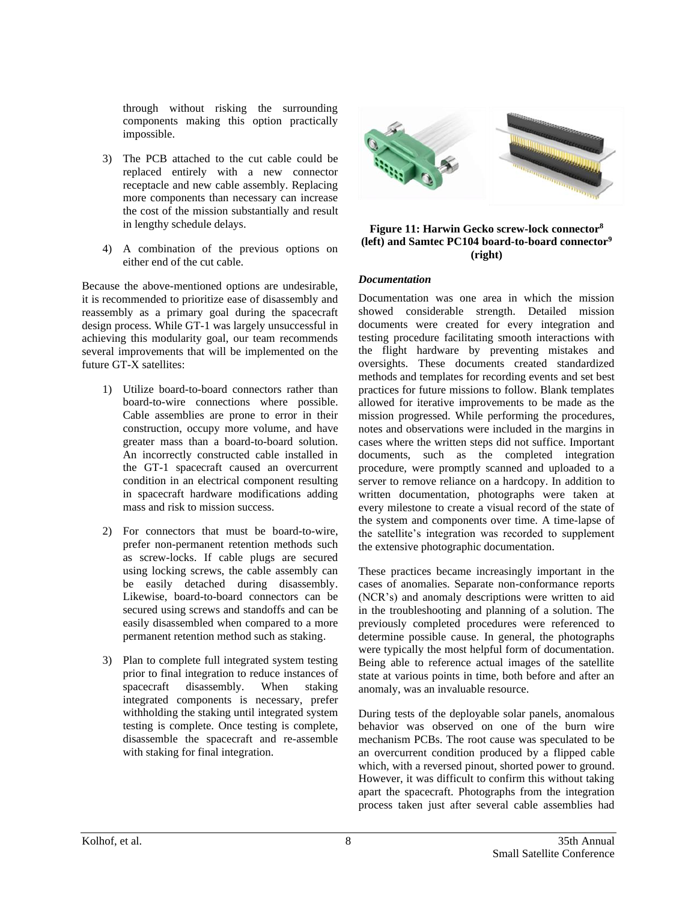through without risking the surrounding components making this option practically impossible.

3) The PCB attached to the cut cable could be replaced entirely with a new connector receptacle and new cable assembly. Replacing more components than necessary can increase the cost of the mission substantially and result in lengthy schedule delays.

4) A combination of the previous options on either end of the cut cable.

Because the above-mentioned options are undesirable, it is recommended to prioritize ease of disassembly and reassembly as a primary goal during the spacecraft design process. While GT-1 was largely unsuccessful in achieving this modularity goal, our team recommends several improvements that will be implemented on the future GT-X satellites:

1) Utilize board-to-board connectors rather than board-to-wire connections where possible. Cable assemblies are prone to error in their construction, occupy more volume, and have greater mass than a board-to-board solution. An incorrectly constructed cable installed in the GT-1 spacecraft caused an overcurrent condition in an electrical component resulting in spacecraft hardware modifications adding mass and risk to mission success.

2) For connectors that must be board-to-wire, prefer non-permanent retention methods such as screw-locks. If cable plugs are secured using locking screws, the cable assembly can be easily detached during disassembly. Likewise, board-to-board connectors can be secured using screws and standoffs and can be easily disassembled when compared to a more permanent retention method such as staking.

3) Plan to complete full integrated system testing prior to final integration to reduce instances of spacecraft disassembly. When staking integrated components is necessary, prefer withholding the staking until integrated system testing is complete. Once testing is complete, disassemble the spacecraft and re-assemble with staking for final integration.

**Figure 11: Harwin Gecko screw-lock connector[8] (left) and Samtec PC104 board-to-board connector[9] (right)**

***Documentation***

Documentation was one area in which the mission showed considerable strength. Detailed mission documents were created for every integration and testing procedure facilitating smooth interactions with the flight hardware by preventing mistakes and oversights. These documents created standardized methods and templates for recording events and set best practices for future missions to follow. Blank templates allowed for iterative improvements to be made as the mission progressed. While performing the procedures, notes and observations were included in the margins in cases where the written steps did not suffice. Important documents, such as the completed integration procedure, were promptly scanned and uploaded to a server to remove reliance on a hardcopy. In addition to written documentation, photographs were taken at every milestone to create a visual record of the state of the system and components over time. A time-lapse of the satellite's integration was recorded to supplement the extensive photographic documentation.

These practices became increasingly important in the cases of anomalies. Separate non-conformance reports (NCR's) and anomaly descriptions were written to aid in the troubleshooting and planning of a solution. The previously completed procedures were referenced to determine possible cause. In general, the photographs were typically the most helpful form of documentation. Being able to reference actual images of the satellite state at various points in time, both before and after an anomaly, was an invaluable resource.

During tests of the deployable solar panels, anomalous behavior was observed on one of the burn wire mechanism PCBs. The root cause was speculated to be an overcurrent condition produced by a flipped cable which, with a reversed pinout, shorted power to ground. However, it was difficult to confirm this without taking apart the spacecraft. Photographs from the integration process taken just after several cable assemblies had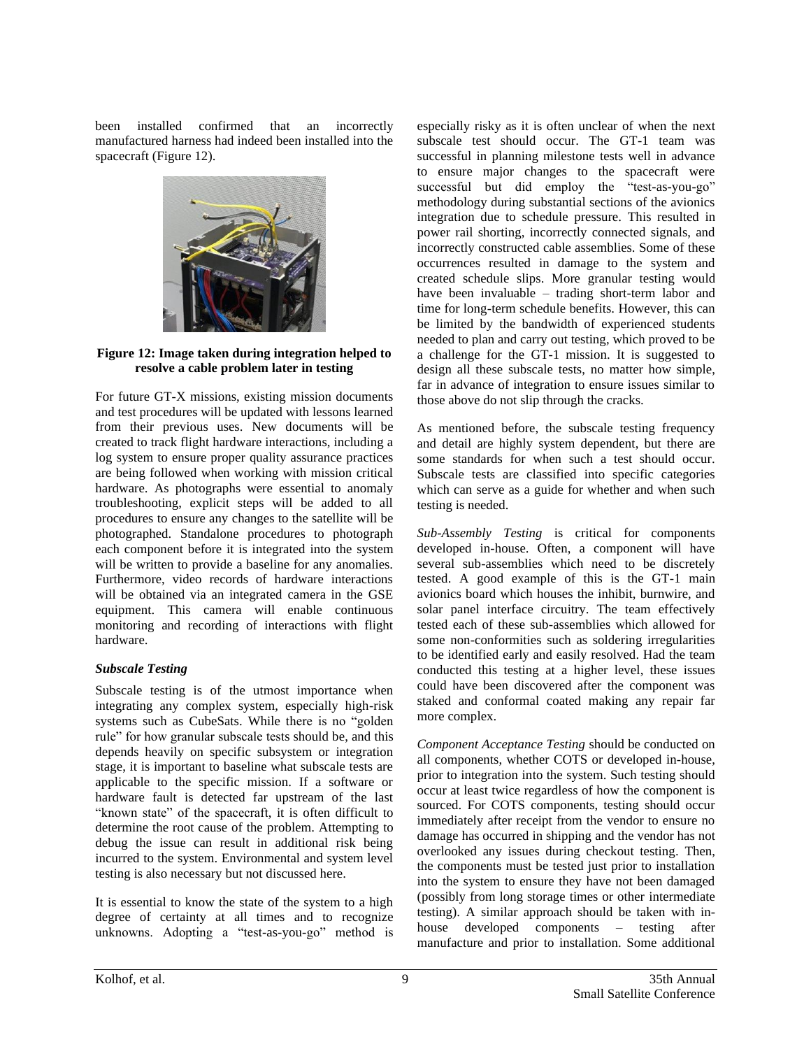been installed confirmed that an incorrectly manufactured harness had indeed been installed into the spacecraft (Figure 12).

**Figure 12: Image taken during integration helped to resolve a cable problem later in testing**

For future GT-X missions, existing mission documents and test procedures will be updated with lessons learned from their previous uses. New documents will be created to track flight hardware interactions, including a log system to ensure proper quality assurance practices are being followed when working with mission critical hardware. As photographs were essential to anomaly troubleshooting, explicit steps will be added to all procedures to ensure any changes to the satellite will be photographed. Standalone procedures to photograph each component before it is integrated into the system will be written to provide a baseline for any anomalies. Furthermore, video records of hardware interactions will be obtained via an integrated camera in the GSE equipment. This camera will enable continuous monitoring and recording of interactions with flight hardware.

***Subscale Testing***

Subscale testing is of the utmost importance when integrating any complex system, especially high-risk systems such as CubeSats. While there is no "golden rule" for how granular subscale tests should be, and this depends heavily on specific subsystem or integration stage, it is important to baseline what subscale tests are applicable to the specific mission. If a software or hardware fault is detected far upstream of the last "known state" of the spacecraft, it is often difficult to determine the root cause of the problem. Attempting to debug the issue can result in additional risk being incurred to the system. Environmental and system level testing is also necessary but not discussed here.

It is essential to know the state of the system to a high degree of certainty at all times and to recognize unknowns. Adopting a "test-as-you-go" method is especially risky as it is often unclear of when the next subscale test should occur. The GT-1 team was successful in planning milestone tests well in advance to ensure major changes to the spacecraft were successful but did employ the "test-as-you-go" methodology during substantial sections of the avionics integration due to schedule pressure. This resulted in power rail shorting, incorrectly connected signals, and incorrectly constructed cable assemblies. Some of these occurrences resulted in damage to the system and created schedule slips. More granular testing would have been invaluable – trading short-term labor and time for long-term schedule benefits. However, this can be limited by the bandwidth of experienced students needed to plan and carry out testing, which proved to be a challenge for the GT-1 mission. It is suggested to design all these subscale tests, no matter how simple, far in advance of integration to ensure issues similar to those above do not slip through the cracks.

As mentioned before, the subscale testing frequency and detail are highly system dependent, but there are some standards for when such a test should occur. Subscale tests are classified into specific categories which can serve as a guide for whether and when such testing is needed.

*Sub-Assembly Testing* is critical for components developed in-house. Often, a component will have several sub-assemblies which need to be discretely tested. A good example of this is the GT-1 main avionics board which houses the inhibit, burnwire, and solar panel interface circuitry. The team effectively tested each of these sub-assemblies which allowed for some non-conformities such as soldering irregularities to be identified early and easily resolved. Had the team conducted this testing at a higher level, these issues could have been discovered after the component was staked and conformal coated making any repair far more complex.

*Component Acceptance Testing* should be conducted on all components, whether COTS or developed in-house, prior to integration into the system. Such testing should occur at least twice regardless of how the component is sourced. For COTS components, testing should occur immediately after receipt from the vendor to ensure no damage has occurred in shipping and the vendor has not overlooked any issues during checkout testing. Then, the components must be tested just prior to installation into the system to ensure they have not been damaged (possibly from long storage times or other intermediate testing). A similar approach should be taken with in-house developed components – testing after manufacture and prior to installation. Some additional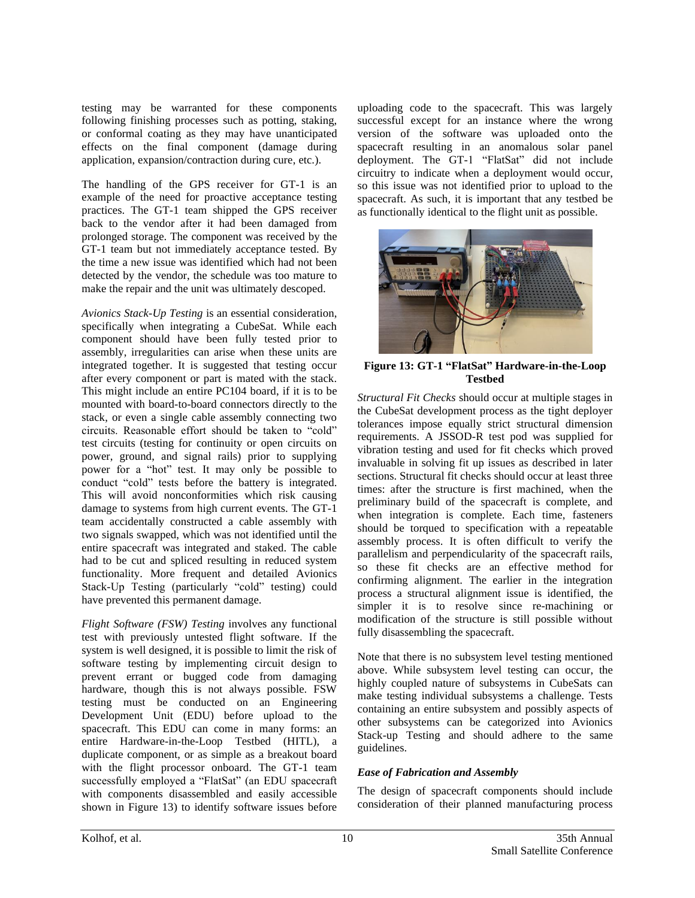testing may be warranted for these components following finishing processes such as potting, staking, or conformal coating as they may have unanticipated effects on the final component (damage during application, expansion/contraction during cure, etc.).

The handling of the GPS receiver for GT-1 is an example of the need for proactive acceptance testing practices. The GT-1 team shipped the GPS receiver back to the vendor after it had been damaged from prolonged storage. The component was received by the GT-1 team but not immediately acceptance tested. By the time a new issue was identified which had not been detected by the vendor, the schedule was too mature to make the repair and the unit was ultimately descoped.

*Avionics Stack-Up Testing* is an essential consideration, specifically when integrating a CubeSat. While each component should have been fully tested prior to assembly, irregularities can arise when these units are integrated together. It is suggested that testing occur after every component or part is mated with the stack. This might include an entire PC104 board, if it is to be mounted with board-to-board connectors directly to the stack, or even a single cable assembly connecting two circuits. Reasonable effort should be taken to "cold" test circuits (testing for continuity or open circuits on power, ground, and signal rails) prior to supplying power for a "hot" test. It may only be possible to conduct "cold" tests before the battery is integrated. This will avoid nonconformities which risk causing damage to systems from high current events. The GT-1 team accidentally constructed a cable assembly with two signals swapped, which was not identified until the entire spacecraft was integrated and staked. The cable had to be cut and spliced resulting in reduced system functionality. More frequent and detailed Avionics Stack-Up Testing (particularly "cold" testing) could have prevented this permanent damage.

*Flight Software (FSW) Testing* involves any functional test with previously untested flight software. If the system is well designed, it is possible to limit the risk of software testing by implementing circuit design to prevent errant or bugged code from damaging hardware, though this is not always possible. FSW testing must be conducted on an Engineering Development Unit (EDU) before upload to the spacecraft. This EDU can come in many forms: an entire Hardware-in-the-Loop Testbed (HITL), a duplicate component, or as simple as a breakout board with the flight processor onboard. The GT-1 team successfully employed a "FlatSat" (an EDU spacecraft with components disassembled and easily accessible shown in Figure 13) to identify software issues before uploading code to the spacecraft. This was largely successful except for an instance where the wrong version of the software was uploaded onto the spacecraft resulting in an anomalous solar panel deployment. The GT-1 "FlatSat" did not include circuitry to indicate when a deployment would occur, so this issue was not identified prior to upload to the spacecraft. As such, it is important that any testbed be as functionally identical to the flight unit as possible.

**Figure 13: GT-1 "FlatSat" Hardware-in-the-Loop Testbed**

*Structural Fit Checks* should occur at multiple stages in the CubeSat development process as the tight deployer tolerances impose equally strict structural dimension requirements. A JSSOD-R test pod was supplied for vibration testing and used for fit checks which proved invaluable in solving fit up issues as described in later sections. Structural fit checks should occur at least three times: after the structure is first machined, when the preliminary build of the spacecraft is complete, and when integration is complete. Each time, fasteners should be torqued to specification with a repeatable assembly process. It is often difficult to verify the parallelism and perpendicularity of the spacecraft rails, so these fit checks are an effective method for confirming alignment. The earlier in the integration process a structural alignment issue is identified, the simpler it is to resolve since re-machining or modification of the structure is still possible without fully disassembling the spacecraft.

Note that there is no subsystem level testing mentioned above. While subsystem level testing can occur, the highly coupled nature of subsystems in CubeSats can make testing individual subsystems a challenge. Tests containing an entire subsystem and possibly aspects of other subsystems can be categorized into Avionics Stack-up Testing and should adhere to the same guidelines.

### *Ease of Fabrication and Assembly*

The design of spacecraft components should include consideration of their planned manufacturing process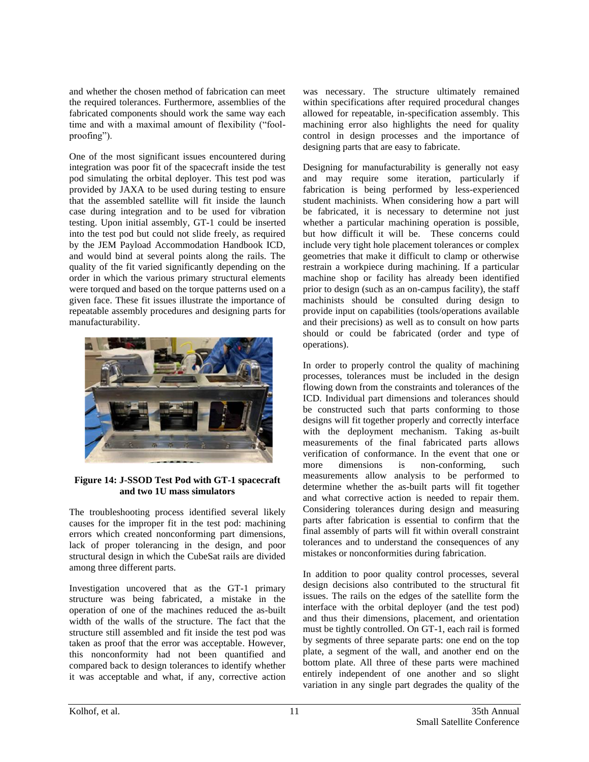and whether the chosen method of fabrication can meet the required tolerances. Furthermore, assemblies of the fabricated components should work the same way each time and with a maximal amount of flexibility ("fool-proofing").

One of the most significant issues encountered during integration was poor fit of the spacecraft inside the test pod simulating the orbital deployer. This test pod was provided by JAXA to be used during testing to ensure that the assembled satellite will fit inside the launch case during integration and to be used for vibration testing. Upon initial assembly, GT-1 could be inserted into the test pod but could not slide freely, as required by the JEM Payload Accommodation Handbook ICD, and would bind at several points along the rails. The quality of the fit varied significantly depending on the order in which the various primary structural elements were torqued and based on the torque patterns used on a given face. These fit issues illustrate the importance of repeatable assembly procedures and designing parts for manufacturability.

**Figure 14: J-SSOD Test Pod with GT-1 spacecraft and two 1U mass simulators**

The troubleshooting process identified several likely causes for the improper fit in the test pod: machining errors which created nonconforming part dimensions, lack of proper tolerancing in the design, and poor structural design in which the CubeSat rails are divided among three different parts.

Investigation uncovered that as the GT-1 primary structure was being fabricated, a mistake in the operation of one of the machines reduced the as-built width of the walls of the structure. The fact that the structure still assembled and fit inside the test pod was taken as proof that the error was acceptable. However, this nonconformity had not been quantified and compared back to design tolerances to identify whether it was acceptable and what, if any, corrective action was necessary. The structure ultimately remained within specifications after required procedural changes allowed for repeatable, in-specification assembly. This machining error also highlights the need for quality control in design processes and the importance of designing parts that are easy to fabricate.

Designing for manufacturability is generally not easy and may require some iteration, particularly if fabrication is being performed by less-experienced student machinists. When considering how a part will be fabricated, it is necessary to determine not just whether a particular machining operation is possible, but how difficult it will be. These concerns could include very tight hole placement tolerances or complex geometries that make it difficult to clamp or otherwise restrain a workpiece during machining. If a particular machine shop or facility has already been identified prior to design (such as an on-campus facility), the staff machinists should be consulted during design to provide input on capabilities (tools/operations available and their precisions) as well as to consult on how parts should or could be fabricated (order and type of operations).

In order to properly control the quality of machining processes, tolerances must be included in the design flowing down from the constraints and tolerances of the ICD. Individual part dimensions and tolerances should be constructed such that parts conforming to those designs will fit together properly and correctly interface with the deployment mechanism. Taking as-built measurements of the final fabricated parts allows verification of conformance. In the event that one or more dimensions is non-conforming, such measurements allow analysis to be performed to determine whether the as-built parts will fit together and what corrective action is needed to repair them. Considering tolerances during design and measuring parts after fabrication is essential to confirm that the final assembly of parts will fit within overall constraint tolerances and to understand the consequences of any mistakes or nonconformities during fabrication.

In addition to poor quality control processes, several design decisions also contributed to the structural fit issues. The rails on the edges of the satellite form the interface with the orbital deployer (and the test pod) and thus their dimensions, placement, and orientation must be tightly controlled. On GT-1, each rail is formed by segments of three separate parts: one end on the top plate, a segment of the wall, and another end on the bottom plate. All three of these parts were machined entirely independent of one another and so slight variation in any single part degrades the quality of the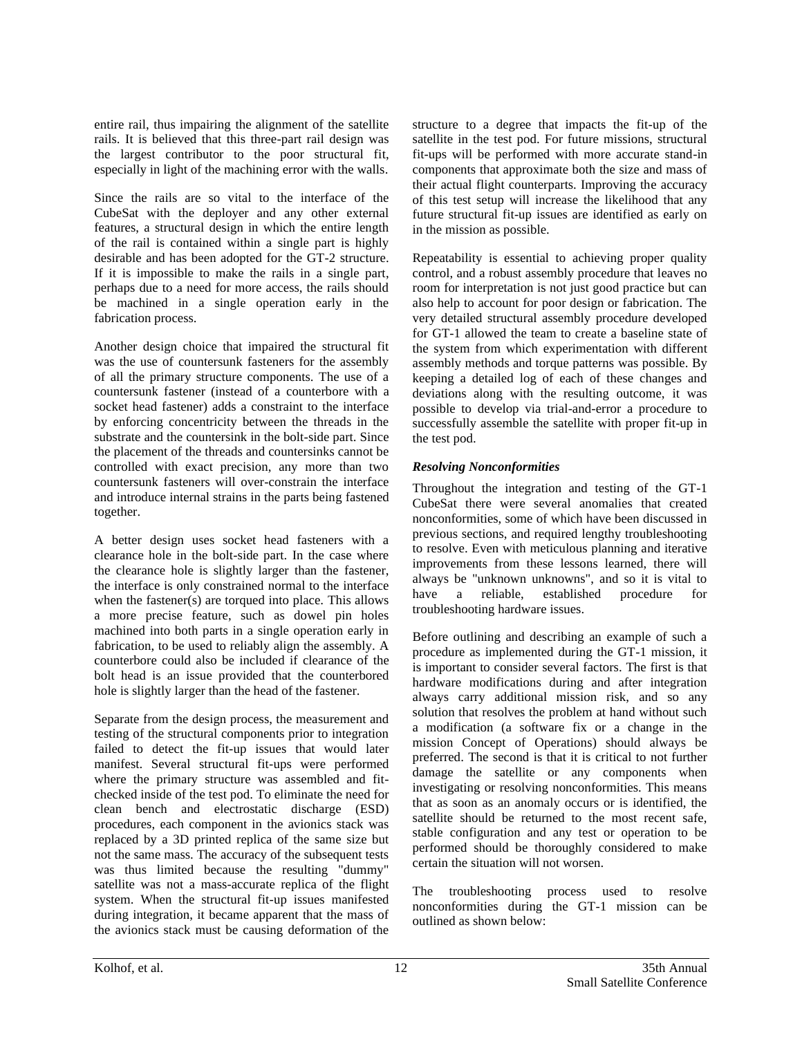entire rail, thus impairing the alignment of the satellite rails. It is believed that this three-part rail design was the largest contributor to the poor structural fit, especially in light of the machining error with the walls.

Since the rails are so vital to the interface of the CubeSat with the deployer and any other external features, a structural design in which the entire length of the rail is contained within a single part is highly desirable and has been adopted for the GT-2 structure. If it is impossible to make the rails in a single part, perhaps due to a need for more access, the rails should be machined in a single operation early in the fabrication process.

Another design choice that impaired the structural fit was the use of countersunk fasteners for the assembly of all the primary structure components. The use of a countersunk fastener (instead of a counterbore with a socket head fastener) adds a constraint to the interface by enforcing concentricity between the threads in the substrate and the countersink in the bolt-side part. Since the placement of the threads and countersinks cannot be controlled with exact precision, any more than two countersunk fasteners will over-constrain the interface and introduce internal strains in the parts being fastened together.

A better design uses socket head fasteners with a clearance hole in the bolt-side part. In the case where the clearance hole is slightly larger than the fastener, the interface is only constrained normal to the interface when the fastener(s) are torqued into place. This allows a more precise feature, such as dowel pin holes machined into both parts in a single operation early in fabrication, to be used to reliably align the assembly. A counterbore could also be included if clearance of the bolt head is an issue provided that the counterbored hole is slightly larger than the head of the fastener.

Separate from the design process, the measurement and testing of the structural components prior to integration failed to detect the fit-up issues that would later manifest. Several structural fit-ups were performed where the primary structure was assembled and fit-checked inside of the test pod. To eliminate the need for clean bench and electrostatic discharge (ESD) procedures, each component in the avionics stack was replaced by a 3D printed replica of the same size but not the same mass. The accuracy of the subsequent tests was thus limited because the resulting "dummy" satellite was not a mass-accurate replica of the flight system. When the structural fit-up issues manifested during integration, it became apparent that the mass of the avionics stack must be causing deformation of the structure to a degree that impacts the fit-up of the satellite in the test pod. For future missions, structural fit-ups will be performed with more accurate stand-in components that approximate both the size and mass of their actual flight counterparts. Improving the accuracy of this test setup will increase the likelihood that any future structural fit-up issues are identified as early on in the mission as possible.

Repeatability is essential to achieving proper quality control, and a robust assembly procedure that leaves no room for interpretation is not just good practice but can also help to account for poor design or fabrication. The very detailed structural assembly procedure developed for GT-1 allowed the team to create a baseline state of the system from which experimentation with different assembly methods and torque patterns was possible. By keeping a detailed log of each of these changes and deviations along with the resulting outcome, it was possible to develop via trial-and-error a procedure to successfully assemble the satellite with proper fit-up in the test pod.

### *Resolving Nonconformities*

Throughout the integration and testing of the GT-1 CubeSat there were several anomalies that created nonconformities, some of which have been discussed in previous sections, and required lengthy troubleshooting to resolve. Even with meticulous planning and iterative improvements from these lessons learned, there will always be "unknown unknowns", and so it is vital to have a reliable, established procedure for troubleshooting hardware issues.

Before outlining and describing an example of such a procedure as implemented during the GT-1 mission, it is important to consider several factors. The first is that hardware modifications during and after integration always carry additional mission risk, and so any solution that resolves the problem at hand without such a modification (a software fix or a change in the mission Concept of Operations) should always be preferred. The second is that it is critical to not further damage the satellite or any components when investigating or resolving nonconformities. This means that as soon as an anomaly occurs or is identified, the satellite should be returned to the most recent safe, stable configuration and any test or operation to be performed should be thoroughly considered to make certain the situation will not worsen.

The troubleshooting process used to resolve nonconformities during the GT-1 mission can be outlined as shown below: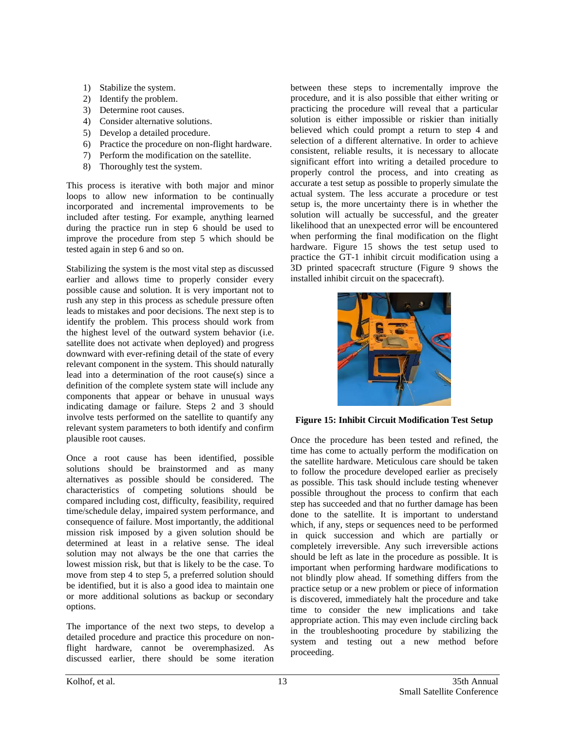1) Stabilize the system.
2) Identify the problem.
3) Determine root causes.
4) Consider alternative solutions.
5) Develop a detailed procedure.
6) Practice the procedure on non-flight hardware.
7) Perform the modification on the satellite.
8) Thoroughly test the system.

This process is iterative with both major and minor loops to allow new information to be continually incorporated and incremental improvements to be included after testing. For example, anything learned during the practice run in step 6 should be used to improve the procedure from step 5 which should be tested again in step 6 and so on.

Stabilizing the system is the most vital step as discussed earlier and allows time to properly consider every possible cause and solution. It is very important not to rush any step in this process as schedule pressure often leads to mistakes and poor decisions. The next step is to identify the problem. This process should work from the highest level of the outward system behavior (i.e. satellite does not activate when deployed) and progress downward with ever-refining detail of the state of every relevant component in the system. This should naturally lead into a determination of the root cause(s) since a definition of the complete system state will include any components that appear or behave in unusual ways indicating damage or failure. Steps 2 and 3 should involve tests performed on the satellite to quantify any relevant system parameters to both identify and confirm plausible root causes.

Once a root cause has been identified, possible solutions should be brainstormed and as many alternatives as possible should be considered. The characteristics of competing solutions should be compared including cost, difficulty, feasibility, required time/schedule delay, impaired system performance, and consequence of failure. Most importantly, the additional mission risk imposed by a given solution should be determined at least in a relative sense. The ideal solution may not always be the one that carries the lowest mission risk, but that is likely to be the case. To move from step 4 to step 5, a preferred solution should be identified, but it is also a good idea to maintain one or more additional solutions as backup or secondary options.

The importance of the next two steps, to develop a detailed procedure and practice this procedure on non-flight hardware, cannot be overemphasized. As discussed earlier, there should be some iteration between these steps to incrementally improve the procedure, and it is also possible that either writing or practicing the procedure will reveal that a particular solution is either impossible or riskier than initially believed which could prompt a return to step 4 and selection of a different alternative. In order to achieve consistent, reliable results, it is necessary to allocate significant effort into writing a detailed procedure to properly control the process, and into creating as accurate a test setup as possible to properly simulate the actual system. The less accurate a procedure or test setup is, the more uncertainty there is in whether the solution will actually be successful, and the greater likelihood that an unexpected error will be encountered when performing the final modification on the flight hardware. Figure 15 shows the test setup used to practice the GT-1 inhibit circuit modification using a 3D printed spacecraft structure (Figure 9 shows the installed inhibit circuit on the spacecraft).

**Figure 15: Inhibit Circuit Modification Test Setup**

Once the procedure has been tested and refined, the time has come to actually perform the modification on the satellite hardware. Meticulous care should be taken to follow the procedure developed earlier as precisely as possible. This task should include testing whenever possible throughout the process to confirm that each step has succeeded and that no further damage has been done to the satellite. It is important to understand which, if any, steps or sequences need to be performed in quick succession and which are partially or completely irreversible. Any such irreversible actions should be left as late in the procedure as possible. It is important when performing hardware modifications to not blindly plow ahead. If something differs from the practice setup or a new problem or piece of information is discovered, immediately halt the procedure and take time to consider the new implications and take appropriate action. This may even include circling back in the troubleshooting procedure by stabilizing the system and testing out a new method before proceeding.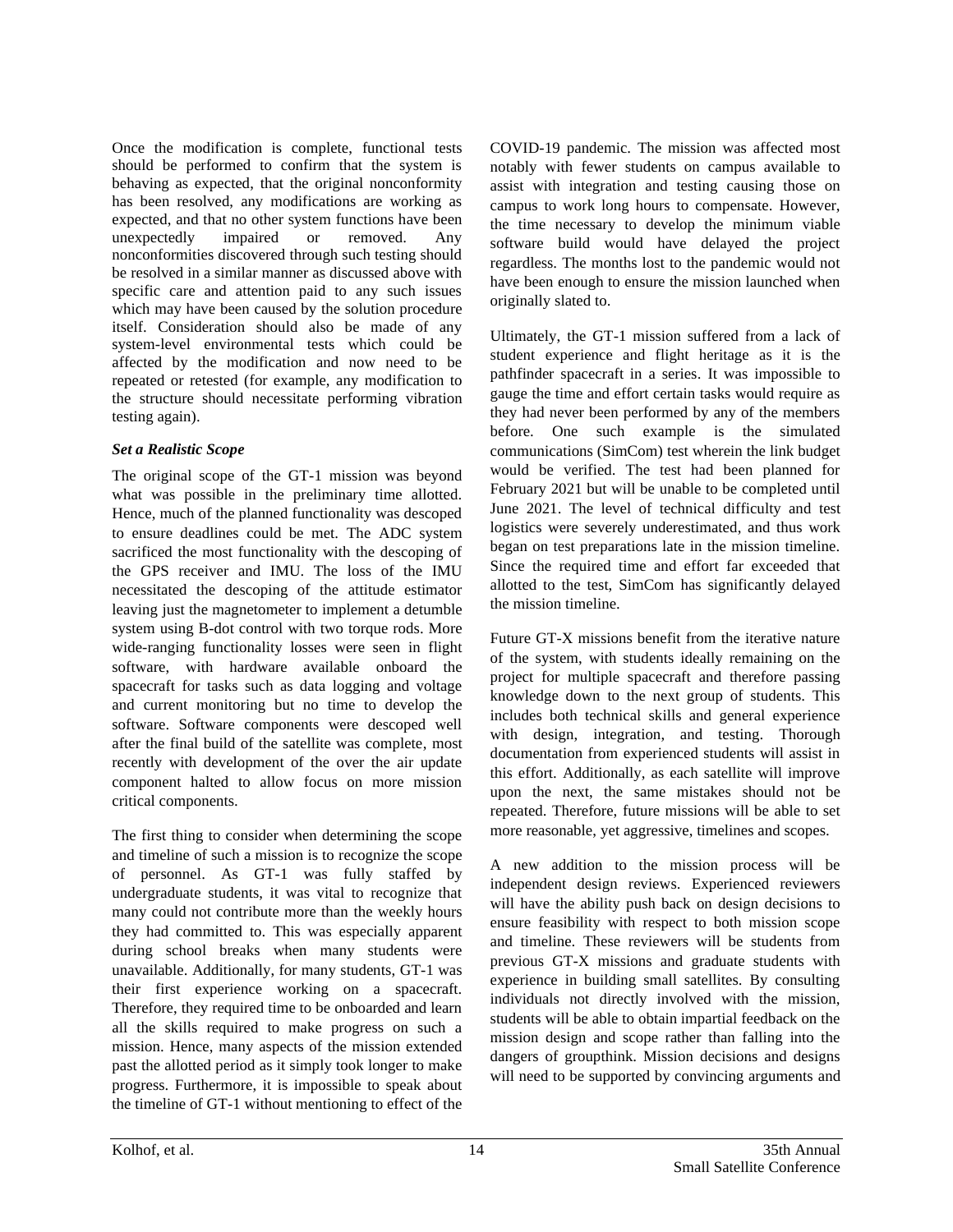Once the modification is complete, functional tests should be performed to confirm that the system is behaving as expected, that the original nonconformity has been resolved, any modifications are working as expected, and that no other system functions have been unexpectedly impaired or removed. Any nonconformities discovered through such testing should be resolved in a similar manner as discussed above with specific care and attention paid to any such issues which may have been caused by the solution procedure itself. Consideration should also be made of any system-level environmental tests which could be affected by the modification and now need to be repeated or retested (for example, any modification to the structure should necessitate performing vibration testing again).

***Set a Realistic Scope***

The original scope of the GT-1 mission was beyond what was possible in the preliminary time allotted. Hence, much of the planned functionality was descoped to ensure deadlines could be met. The ADC system sacrificed the most functionality with the descoping of the GPS receiver and IMU. The loss of the IMU necessitated the descoping of the attitude estimator leaving just the magnetometer to implement a detumble system using B-dot control with two torque rods. More wide-ranging functionality losses were seen in flight software, with hardware available onboard the spacecraft for tasks such as data logging and voltage and current monitoring but no time to develop the software. Software components were descoped well after the final build of the satellite was complete, most recently with development of the over the air update component halted to allow focus on more mission critical components.

The first thing to consider when determining the scope and timeline of such a mission is to recognize the scope of personnel. As GT-1 was fully staffed by undergraduate students, it was vital to recognize that many could not contribute more than the weekly hours they had committed to. This was especially apparent during school breaks when many students were unavailable. Additionally, for many students, GT-1 was their first experience working on a spacecraft. Therefore, they required time to be onboarded and learn all the skills required to make progress on such a mission. Hence, many aspects of the mission extended past the allotted period as it simply took longer to make progress. Furthermore, it is impossible to speak about the timeline of GT-1 without mentioning to effect of the COVID-19 pandemic. The mission was affected most notably with fewer students on campus available to assist with integration and testing causing those on campus to work long hours to compensate. However, the time necessary to develop the minimum viable software build would have delayed the project regardless. The months lost to the pandemic would not have been enough to ensure the mission launched when originally slated to.

Ultimately, the GT-1 mission suffered from a lack of student experience and flight heritage as it is the pathfinder spacecraft in a series. It was impossible to gauge the time and effort certain tasks would require as they had never been performed by any of the members before. One such example is the simulated communications (SimCom) test wherein the link budget would be verified. The test had been planned for February 2021 but will be unable to be completed until June 2021. The level of technical difficulty and test logistics were severely underestimated, and thus work began on test preparations late in the mission timeline. Since the required time and effort far exceeded that allotted to the test, SimCom has significantly delayed the mission timeline.

Future GT-X missions benefit from the iterative nature of the system, with students ideally remaining on the project for multiple spacecraft and therefore passing knowledge down to the next group of students. This includes both technical skills and general experience with design, integration, and testing. Thorough documentation from experienced students will assist in this effort. Additionally, as each satellite will improve upon the next, the same mistakes should not be repeated. Therefore, future missions will be able to set more reasonable, yet aggressive, timelines and scopes.

A new addition to the mission process will be independent design reviews. Experienced reviewers will have the ability push back on design decisions to ensure feasibility with respect to both mission scope and timeline. These reviewers will be students from previous GT-X missions and graduate students with experience in building small satellites. By consulting individuals not directly involved with the mission, students will be able to obtain impartial feedback on the mission design and scope rather than falling into the dangers of groupthink. Mission decisions and designs will need to be supported by convincing arguments and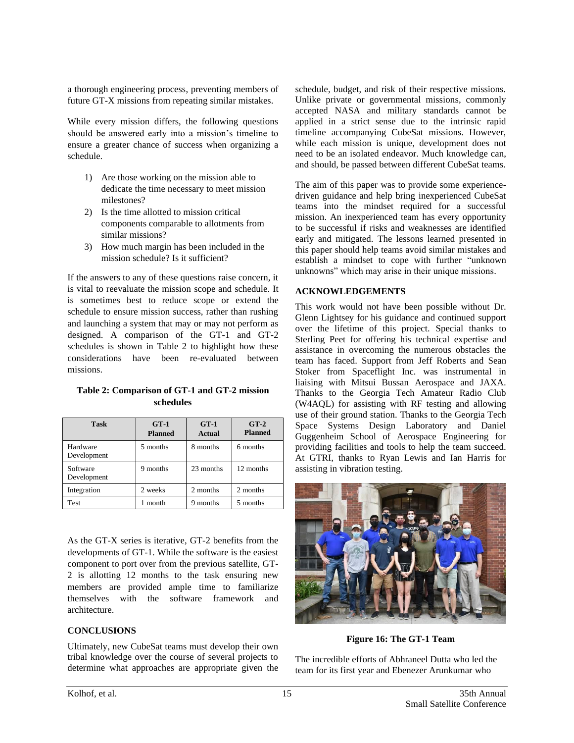a thorough engineering process, preventing members of future GT-X missions from repeating similar mistakes.

While every mission differs, the following questions should be answered early into a mission's timeline to ensure a greater chance of success when organizing a schedule.

1) Are those working on the mission able to dedicate the time necessary to meet mission milestones?
2) Is the time allotted to mission critical components comparable to allotments from similar missions?
3) How much margin has been included in the mission schedule? Is it sufficient?

If the answers to any of these questions raise concern, it is vital to reevaluate the mission scope and schedule. It is sometimes best to reduce scope or extend the schedule to ensure mission success, rather than rushing and launching a system that may or may not perform as designed. A comparison of the GT-1 and GT-2 schedules is shown in Table 2 to highlight how these considerations have been re-evaluated between missions.

**Table 2: Comparison of GT-1 and GT-2 mission schedules**

| Task | GT-1 Planned | GT-1 Actual | GT-2 Planned |
|---|---|---|---|
| Hardware Development | 5 months | 8 months | 6 months |
| Software Development | 9 months | 23 months | 12 months |
| Integration | 2 weeks | 2 months | 2 months |
| Test | 1 month | 9 months | 5 months |

As the GT-X series is iterative, GT-2 benefits from the developments of GT-1. While the software is the easiest component to port over from the previous satellite, GT-2 is allotting 12 months to the task ensuring new members are provided ample time to familiarize themselves with the software framework and architecture.

## CONCLUSIONS

Ultimately, new CubeSat teams must develop their own tribal knowledge over the course of several projects to determine what approaches are appropriate given the schedule, budget, and risk of their respective missions. Unlike private or governmental missions, commonly accepted NASA and military standards cannot be applied in a strict sense due to the intrinsic rapid timeline accompanying CubeSat missions. However, while each mission is unique, development does not need to be an isolated endeavor. Much knowledge can, and should, be passed between different CubeSat teams.

The aim of this paper was to provide some experience-driven guidance and help bring inexperienced CubeSat teams into the mindset required for a successful mission. An inexperienced team has every opportunity to be successful if risks and weaknesses are identified early and mitigated. The lessons learned presented in this paper should help teams avoid similar mistakes and establish a mindset to cope with further "unknown unknowns" which may arise in their unique missions.

## ACKNOWLEDGEMENTS

This work would not have been possible without Dr. Glenn Lightsey for his guidance and continued support over the lifetime of this project. Special thanks to Sterling Peet for offering his technical expertise and assistance in overcoming the numerous obstacles the team has faced. Support from Jeff Roberts and Sean Stoker from Spaceflight Inc. was instrumental in liaising with Mitsui Bussan Aerospace and JAXA. Thanks to the Georgia Tech Amateur Radio Club (W4AQL) for assisting with RF testing and allowing use of their ground station. Thanks to the Georgia Tech Space Systems Design Laboratory and Daniel Guggenheim School of Aerospace Engineering for providing facilities and tools to help the team succeed. At GTRI, thanks to Ryan Lewis and Ian Harris for assisting in vibration testing.

**Figure 16: The GT-1 Team**

The incredible efforts of Abhraneel Dutta who led the team for its first year and Ebenezer Arunkumar who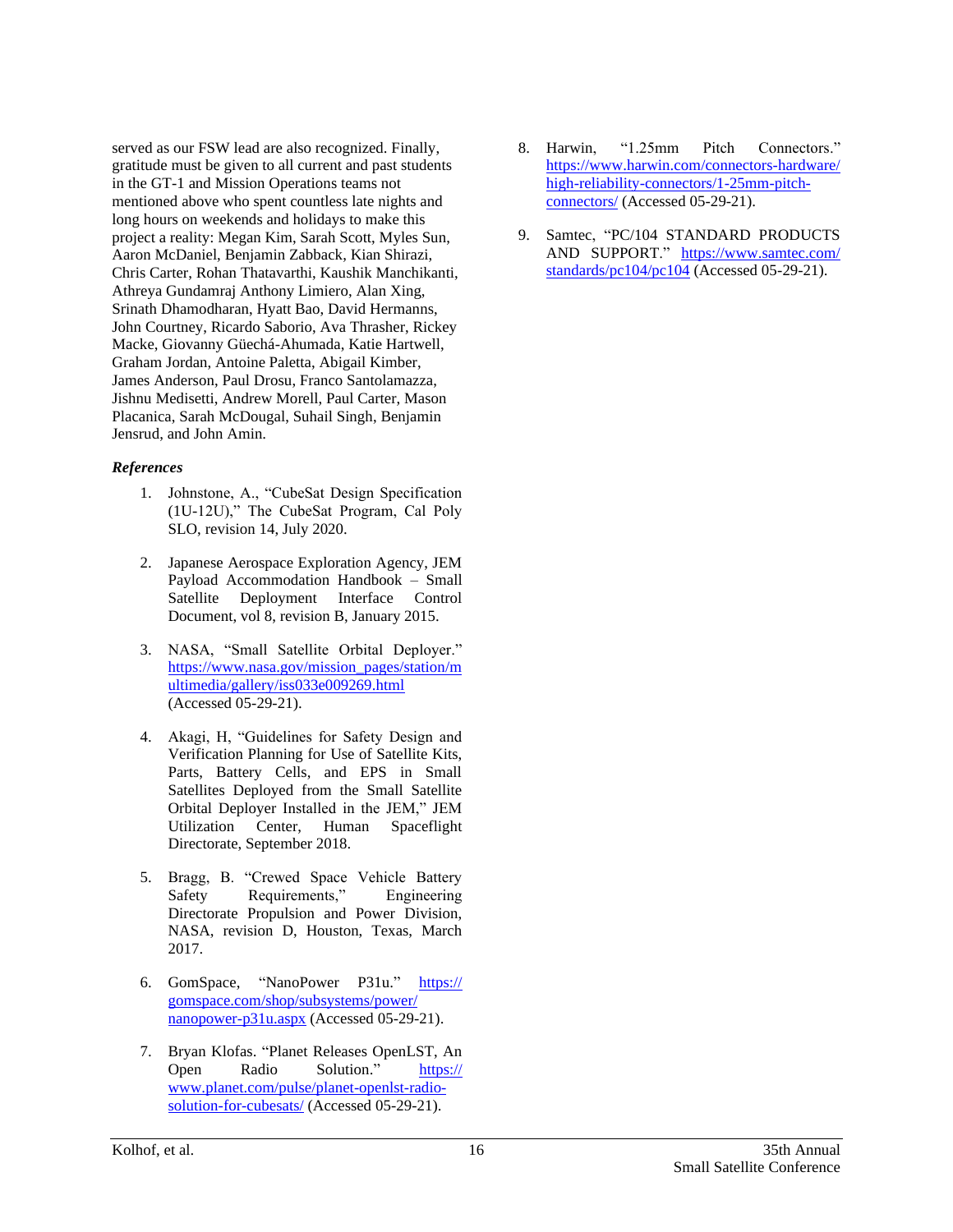served as our FSW lead are also recognized. Finally, gratitude must be given to all current and past students in the GT-1 and Mission Operations teams not mentioned above who spent countless late nights and long hours on weekends and holidays to make this project a reality: Megan Kim, Sarah Scott, Myles Sun, Aaron McDaniel, Benjamin Zabback, Kian Shirazi, Chris Carter, Rohan Thatavarthi, Kaushik Manchikanti, Athreya Gundamraj Anthony Limiero, Alan Xing, Srinath Dhamodharan, Hyatt Bao, David Hermanns, John Courtney, Ricardo Saborio, Ava Thrasher, Rickey Macke, Giovanny Güechá-Ahumada, Katie Hartwell, Graham Jordan, Antoine Paletta, Abigail Kimber, James Anderson, Paul Drosu, Franco Santolamazza, Jishnu Medisetti, Andrew Morell, Paul Carter, Mason Placanica, Sarah McDougal, Suhail Singh, Benjamin Jensrud, and John Amin.

***References***

1. Johnstone, A., "CubeSat Design Specification (1U-12U)," The CubeSat Program, Cal Poly SLO, revision 14, July 2020.

2. Japanese Aerospace Exploration Agency, JEM Payload Accommodation Handbook – Small Satellite Deployment Interface Control Document, vol 8, revision B, January 2015.

3. NASA, "Small Satellite Orbital Deployer." https://www.nasa.gov/mission_pages/station/multimedia/gallery/iss033e009269.html (Accessed 05-29-21).

4. Akagi, H, "Guidelines for Safety Design and Verification Planning for Use of Satellite Kits, Parts, Battery Cells, and EPS in Small Satellites Deployed from the Small Satellite Orbital Deployer Installed in the JEM," JEM Utilization Center, Human Spaceflight Directorate, September 2018.

5. Bragg, B. "Crewed Space Vehicle Battery Safety Requirements," Engineering Directorate Propulsion and Power Division, NASA, revision D, Houston, Texas, March 2017.

6. GomSpace, "NanoPower P31u." https://gomspace.com/shop/subsystems/power/nanopower-p31u.aspx (Accessed 05-29-21).

7. Bryan Klofas. "Planet Releases OpenLST, An Open Radio Solution." https://www.planet.com/pulse/planet-openlst-radio-solution-for-cubesats/ (Accessed 05-29-21).

8. Harwin, "1.25mm Pitch Connectors." https://www.harwin.com/connectors-hardware/high-reliability-connectors/1-25mm-pitch-connectors/ (Accessed 05-29-21).

9. Samtec, "PC/104 STANDARD PRODUCTS AND SUPPORT." https://www.samtec.com/standards/pc104/pc104 (Accessed 05-29-21).